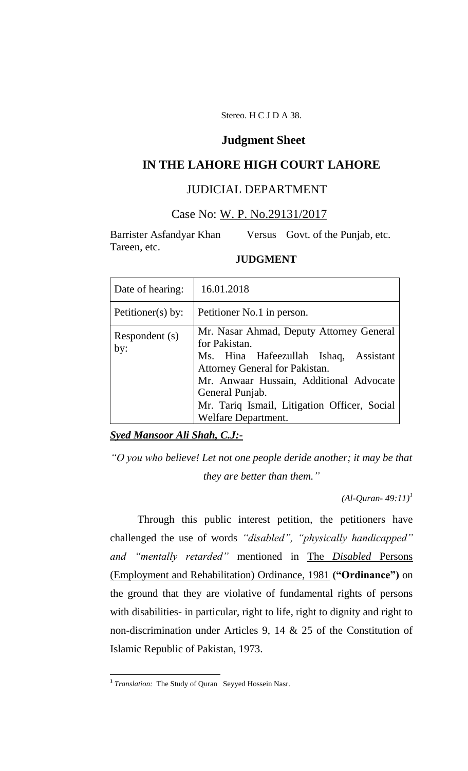Stereo. H C J D A 38.

# Judgment Sheet

# IN THE LAHORE HIGH COURT LAHORE

## JUDICIAL DEPARTMENT

Case No: W. P. No.29131/2017

Barrister Asfandyar Khan Tareen, etc. Versus Govt. of the Punjab, etc.

**JUDGMENT**

| Date of hearing: | 16.01.2018 |
|---|---|
| Petitioner(s) by: | Petitioner No.1 in person. |
| Respondent (s) by: | Mr. Nasar Ahmad, Deputy Attorney General for Pakistan.<br>Ms. Hina Hafeezullah Ishaq, Assistant Attorney General for Pakistan.<br>Mr. Anwaar Hussain, Additional Advocate General Punjab.<br>Mr. Tariq Ismail, Litigation Officer, Social Welfare Department. |

***Syed Mansoor Ali Shah, C.J:-***

*"O you who believe! Let not one people deride another; it may be that they are better than them."*

*(Al-Quran- 49:11)*[1]

Through this public interest petition, the petitioners have challenged the use of words *"disabled", "physically handicapped" and "mentally retarded"* mentioned in The *Disabled* Persons (Employment and Rehabilitation) Ordinance, 1981 **("Ordinance")** on the ground that they are violative of fundamental rights of persons with disabilities- in particular, right to life, right to dignity and right to non-discrimination under Articles 9, 14 & 25 of the Constitution of Islamic Republic of Pakistan, 1973.

---

[1] *Translation:* The Study of Quran Seyyed Hossein Nasr.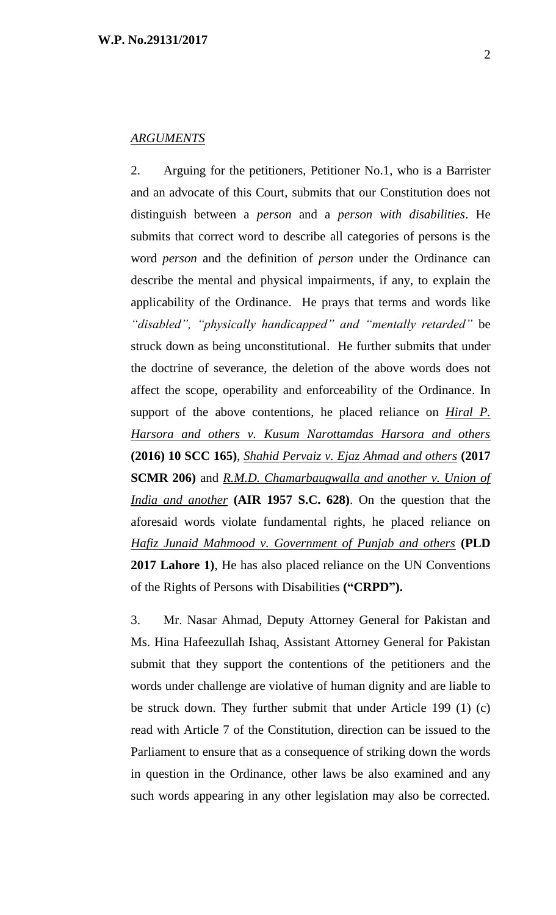## *ARGUMENTS*

2. Arguing for the petitioners, Petitioner No.1, who is a Barrister and an advocate of this Court, submits that our Constitution does not distinguish between a *person* and a *person with disabilities*. He submits that correct word to describe all categories of persons is the word *person* and the definition of *person* under the Ordinance can describe the mental and physical impairments, if any, to explain the applicability of the Ordinance. He prays that terms and words like *"disabled", "physically handicapped" and "mentally retarded"* be struck down as being unconstitutional. He further submits that under the doctrine of severance, the deletion of the above words does not affect the scope, operability and enforceability of the Ordinance. In support of the above contentions, he placed reliance on *Hiral P. Harsora and others v. Kusum Narottamdas Harsora and others* **(2016) 10 SCC 165)**, *Shahid Pervaiz v. Ejaz Ahmad and others* **(2017 SCMR 206)** and *R.M.D. Chamarbaugwalla and another v. Union of India and another* **(AIR 1957 S.C. 628)**. On the question that the aforesaid words violate fundamental rights, he placed reliance on *Hafiz Junaid Mahmood v. Government of Punjab and others* **(PLD 2017 Lahore 1)**, He has also placed reliance on the UN Conventions of the Rights of Persons with Disabilities **("CRPD").**

3. Mr. Nasar Ahmad, Deputy Attorney General for Pakistan and Ms. Hina Hafeezullah Ishaq, Assistant Attorney General for Pakistan submit that they support the contentions of the petitioners and the words under challenge are violative of human dignity and are liable to be struck down. They further submit that under Article 199 (1) (c) read with Article 7 of the Constitution, direction can be issued to the Parliament to ensure that as a consequence of striking down the words in question in the Ordinance, other laws be also examined and any such words appearing in any other legislation may also be corrected.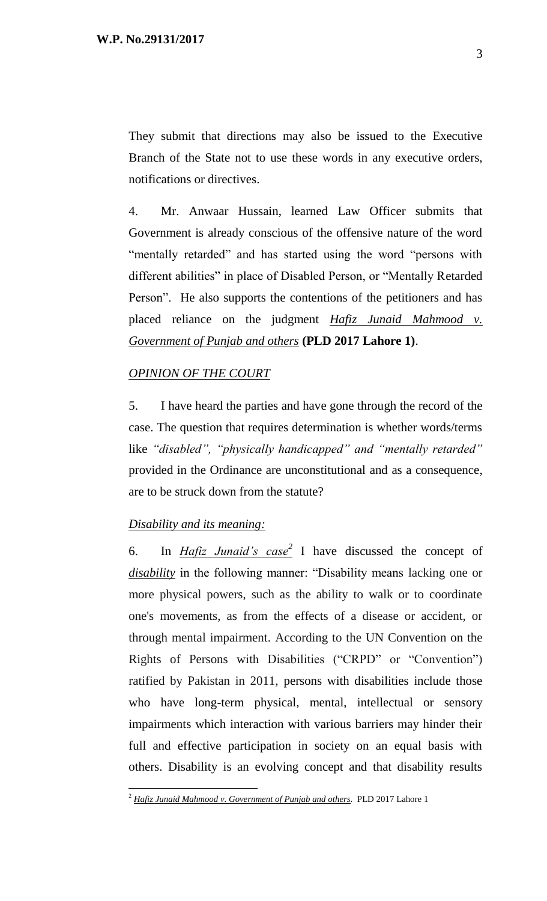They submit that directions may also be issued to the Executive Branch of the State not to use these words in any executive orders, notifications or directives.

4. Mr. Anwaar Hussain, learned Law Officer submits that Government is already conscious of the offensive nature of the word "mentally retarded" and has started using the word "persons with different abilities" in place of Disabled Person, or "Mentally Retarded Person". He also supports the contentions of the petitioners and has placed reliance on the judgment ***Hafiz Junaid Mahmood v. Government of Punjab and others*** **(PLD 2017 Lahore 1)**.

*OPINION OF THE COURT*

5. I have heard the parties and have gone through the record of the case. The question that requires determination is whether words/terms like *"disabled", "physically handicapped" and "mentally retarded"* provided in the Ordinance are unconstitutional and as a consequence, are to be struck down from the statute?

*Disability and its meaning:*

6. In ***Hafiz Junaid's case***[2] I have discussed the concept of ***disability*** in the following manner: "Disability means lacking one or more physical powers, such as the ability to walk or to coordinate one's movements, as from the effects of a disease or accident, or through mental impairment. According to the UN Convention on the Rights of Persons with Disabilities ("CRPD" or "Convention") ratified by Pakistan in 2011, persons with disabilities include those who have long-term physical, mental, intellectual or sensory impairments which interaction with various barriers may hinder their full and effective participation in society on an equal basis with others. Disability is an evolving concept and that disability results

---

[2] ***Hafiz Junaid Mahmood v. Government of Punjab and others.*** PLD 2017 Lahore 1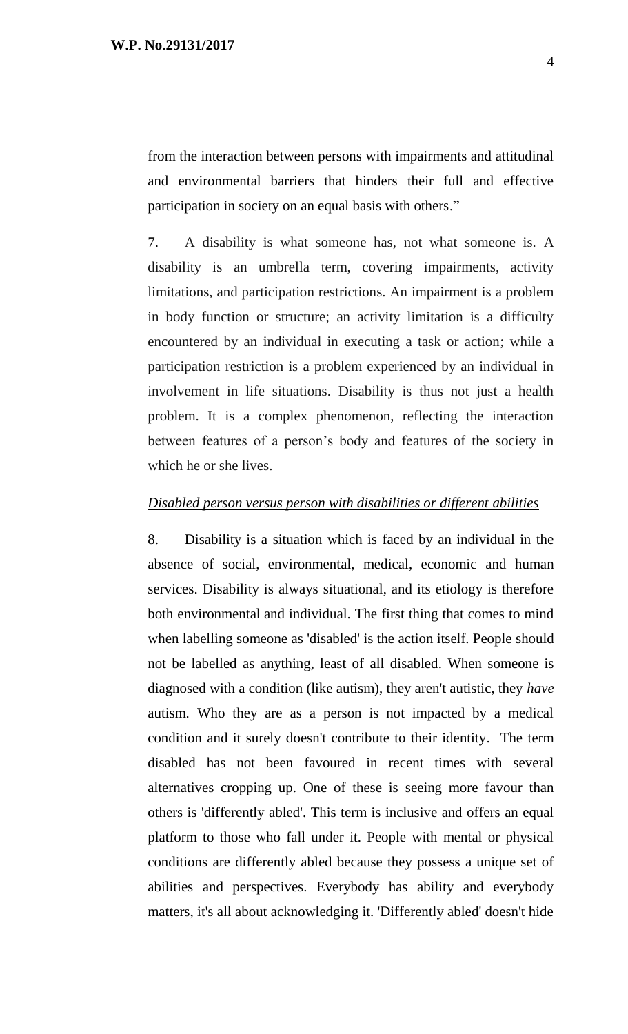from the interaction between persons with impairments and attitudinal and environmental barriers that hinders their full and effective participation in society on an equal basis with others."

7. A disability is what someone has, not what someone is. A disability is an umbrella term, covering impairments, activity limitations, and participation restrictions. An impairment is a problem in body function or structure; an activity limitation is a difficulty encountered by an individual in executing a task or action; while a participation restriction is a problem experienced by an individual in involvement in life situations. Disability is thus not just a health problem. It is a complex phenomenon, reflecting the interaction between features of a person's body and features of the society in which he or she lives.

*Disabled person versus person with disabilities or different abilities*

8. Disability is a situation which is faced by an individual in the absence of social, environmental, medical, economic and human services. Disability is always situational, and its etiology is therefore both environmental and individual. The first thing that comes to mind when labelling someone as 'disabled' is the action itself. People should not be labelled as anything, least of all disabled. When someone is diagnosed with a condition (like autism), they aren't autistic, they *have* autism. Who they are as a person is not impacted by a medical condition and it surely doesn't contribute to their identity. The term disabled has not been favoured in recent times with several alternatives cropping up. One of these is seeing more favour than others is 'differently abled'. This term is inclusive and offers an equal platform to those who fall under it. People with mental or physical conditions are differently abled because they possess a unique set of abilities and perspectives. Everybody has ability and everybody matters, it's all about acknowledging it. 'Differently abled' doesn't hide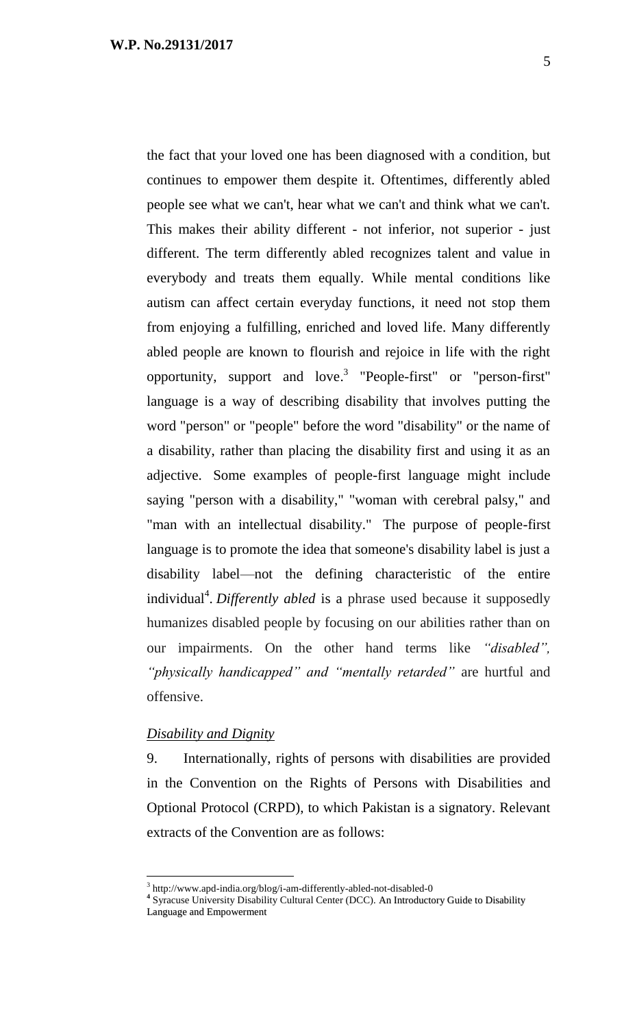the fact that your loved one has been diagnosed with a condition, but continues to empower them despite it. Oftentimes, differently abled people see what we can't, hear what we can't and think what we can't. This makes their ability different - not inferior, not superior - just different. The term differently abled recognizes talent and value in everybody and treats them equally. While mental conditions like autism can affect certain everyday functions, it need not stop them from enjoying a fulfilling, enriched and loved life. Many differently abled people are known to flourish and rejoice in life with the right opportunity, support and love.[3] "People-first" or "person-first" language is a way of describing disability that involves putting the word "person" or "people" before the word "disability" or the name of a disability, rather than placing the disability first and using it as an adjective. Some examples of people-first language might include saying "person with a disability," "woman with cerebral palsy," and "man with an intellectual disability." The purpose of people-first language is to promote the idea that someone's disability label is just a disability label—not the defining characteristic of the entire individual[4]. *Differently abled* is a phrase used because it supposedly humanizes disabled people by focusing on our abilities rather than on our impairments. On the other hand terms like *"disabled", "physically handicapped" and "mentally retarded"* are hurtful and offensive.

*Disability and Dignity*

9. Internationally, rights of persons with disabilities are provided in the Convention on the Rights of Persons with Disabilities and Optional Protocol (CRPD), to which Pakistan is a signatory. Relevant extracts of the Convention are as follows:

---

[3] http://www.apd-india.org/blog/i-am-differently-abled-not-disabled-0

[4] Syracuse University Disability Cultural Center (DCC). An Introductory Guide to Disability Language and Empowerment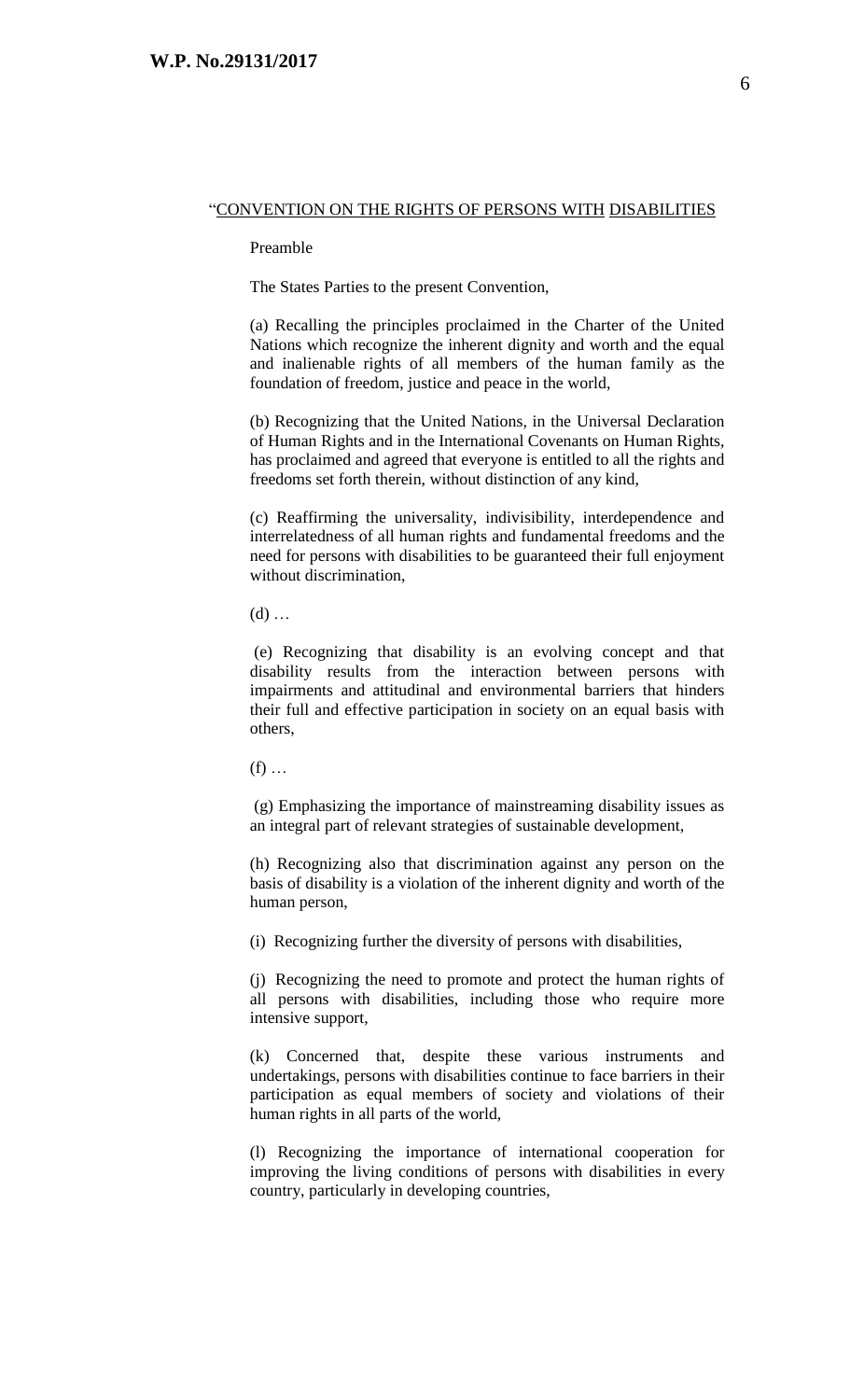"CONVENTION ON THE RIGHTS OF PERSONS WITH DISABILITIES

Preamble

The States Parties to the present Convention,

(a) Recalling the principles proclaimed in the Charter of the United Nations which recognize the inherent dignity and worth and the equal and inalienable rights of all members of the human family as the foundation of freedom, justice and peace in the world,

(b) Recognizing that the United Nations, in the Universal Declaration of Human Rights and in the International Covenants on Human Rights, has proclaimed and agreed that everyone is entitled to all the rights and freedoms set forth therein, without distinction of any kind,

(c) Reaffirming the universality, indivisibility, interdependence and interrelatedness of all human rights and fundamental freedoms and the need for persons with disabilities to be guaranteed their full enjoyment without discrimination,

(d) …

(e) Recognizing that disability is an evolving concept and that disability results from the interaction between persons with impairments and attitudinal and environmental barriers that hinders their full and effective participation in society on an equal basis with others,

(f) …

(g) Emphasizing the importance of mainstreaming disability issues as an integral part of relevant strategies of sustainable development,

(h) Recognizing also that discrimination against any person on the basis of disability is a violation of the inherent dignity and worth of the human person,

(i) Recognizing further the diversity of persons with disabilities,

(j) Recognizing the need to promote and protect the human rights of all persons with disabilities, including those who require more intensive support,

(k) Concerned that, despite these various instruments and undertakings, persons with disabilities continue to face barriers in their participation as equal members of society and violations of their human rights in all parts of the world,

(l) Recognizing the importance of international cooperation for improving the living conditions of persons with disabilities in every country, particularly in developing countries,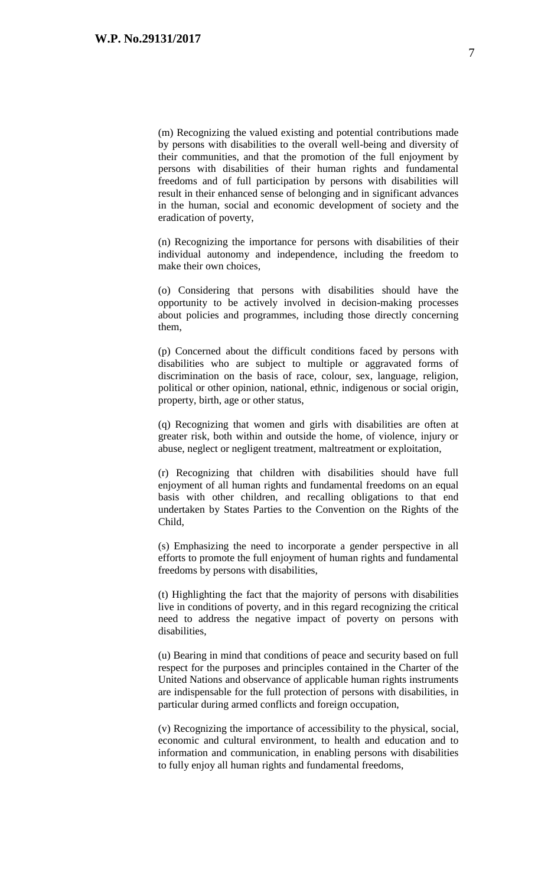(m) Recognizing the valued existing and potential contributions made by persons with disabilities to the overall well-being and diversity of their communities, and that the promotion of the full enjoyment by persons with disabilities of their human rights and fundamental freedoms and of full participation by persons with disabilities will result in their enhanced sense of belonging and in significant advances in the human, social and economic development of society and the eradication of poverty,

(n) Recognizing the importance for persons with disabilities of their individual autonomy and independence, including the freedom to make their own choices,

(o) Considering that persons with disabilities should have the opportunity to be actively involved in decision-making processes about policies and programmes, including those directly concerning them,

(p) Concerned about the difficult conditions faced by persons with disabilities who are subject to multiple or aggravated forms of discrimination on the basis of race, colour, sex, language, religion, political or other opinion, national, ethnic, indigenous or social origin, property, birth, age or other status,

(q) Recognizing that women and girls with disabilities are often at greater risk, both within and outside the home, of violence, injury or abuse, neglect or negligent treatment, maltreatment or exploitation,

(r) Recognizing that children with disabilities should have full enjoyment of all human rights and fundamental freedoms on an equal basis with other children, and recalling obligations to that end undertaken by States Parties to the Convention on the Rights of the Child,

(s) Emphasizing the need to incorporate a gender perspective in all efforts to promote the full enjoyment of human rights and fundamental freedoms by persons with disabilities,

(t) Highlighting the fact that the majority of persons with disabilities live in conditions of poverty, and in this regard recognizing the critical need to address the negative impact of poverty on persons with disabilities,

(u) Bearing in mind that conditions of peace and security based on full respect for the purposes and principles contained in the Charter of the United Nations and observance of applicable human rights instruments are indispensable for the full protection of persons with disabilities, in particular during armed conflicts and foreign occupation,

(v) Recognizing the importance of accessibility to the physical, social, economic and cultural environment, to health and education and to information and communication, in enabling persons with disabilities to fully enjoy all human rights and fundamental freedoms,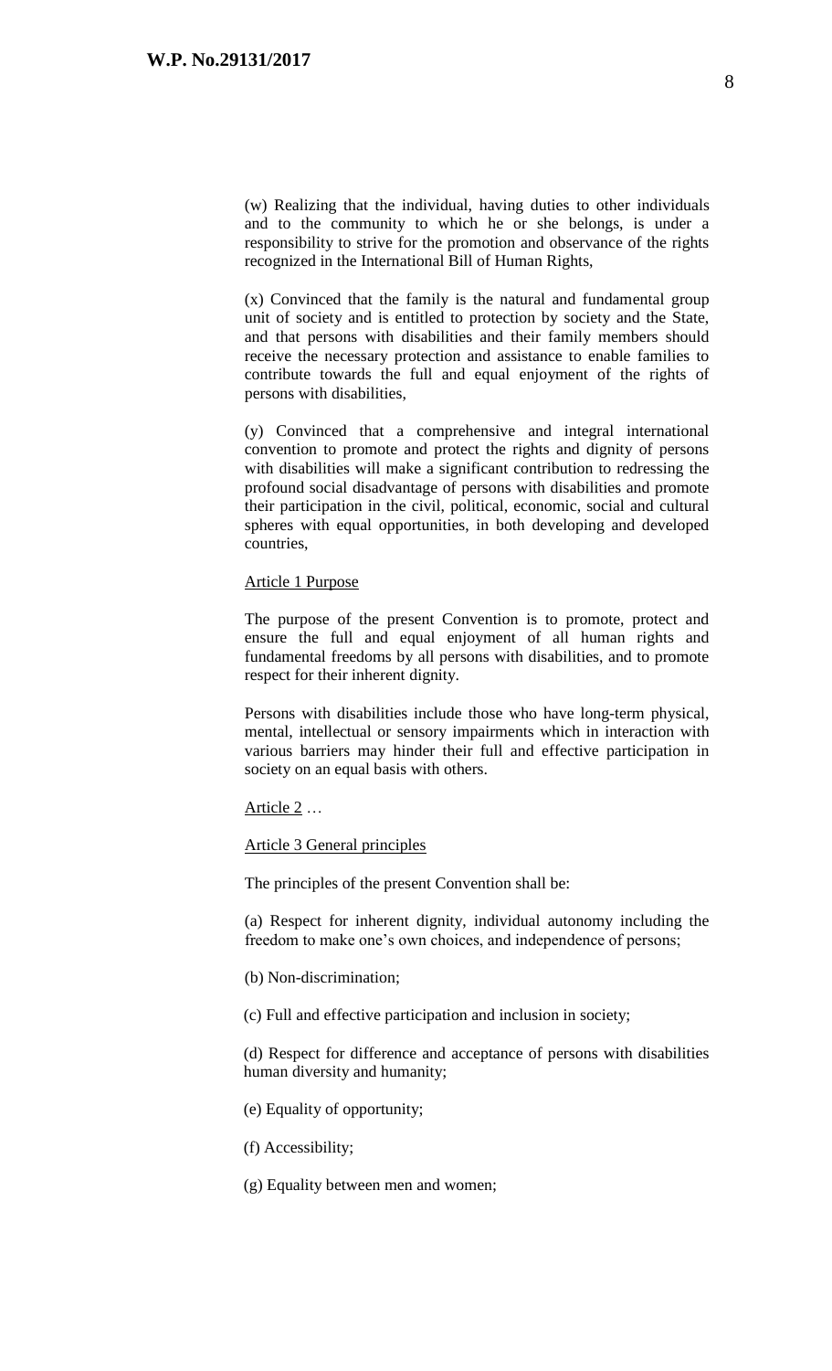(w) Realizing that the individual, having duties to other individuals and to the community to which he or she belongs, is under a responsibility to strive for the promotion and observance of the rights recognized in the International Bill of Human Rights,

(x) Convinced that the family is the natural and fundamental group unit of society and is entitled to protection by society and the State, and that persons with disabilities and their family members should receive the necessary protection and assistance to enable families to contribute towards the full and equal enjoyment of the rights of persons with disabilities,

(y) Convinced that a comprehensive and integral international convention to promote and protect the rights and dignity of persons with disabilities will make a significant contribution to redressing the profound social disadvantage of persons with disabilities and promote their participation in the civil, political, economic, social and cultural spheres with equal opportunities, in both developing and developed countries,

<u>Article 1 Purpose</u>

The purpose of the present Convention is to promote, protect and ensure the full and equal enjoyment of all human rights and fundamental freedoms by all persons with disabilities, and to promote respect for their inherent dignity.

Persons with disabilities include those who have long-term physical, mental, intellectual or sensory impairments which in interaction with various barriers may hinder their full and effective participation in society on an equal basis with others.

<u>Article 2</u> …

<u>Article 3 General principles</u>

The principles of the present Convention shall be:

(a) Respect for inherent dignity, individual autonomy including the freedom to make one's own choices, and independence of persons;

(b) Non-discrimination;

(c) Full and effective participation and inclusion in society;

(d) Respect for difference and acceptance of persons with disabilities human diversity and humanity;

(e) Equality of opportunity;

(f) Accessibility;

(g) Equality between men and women;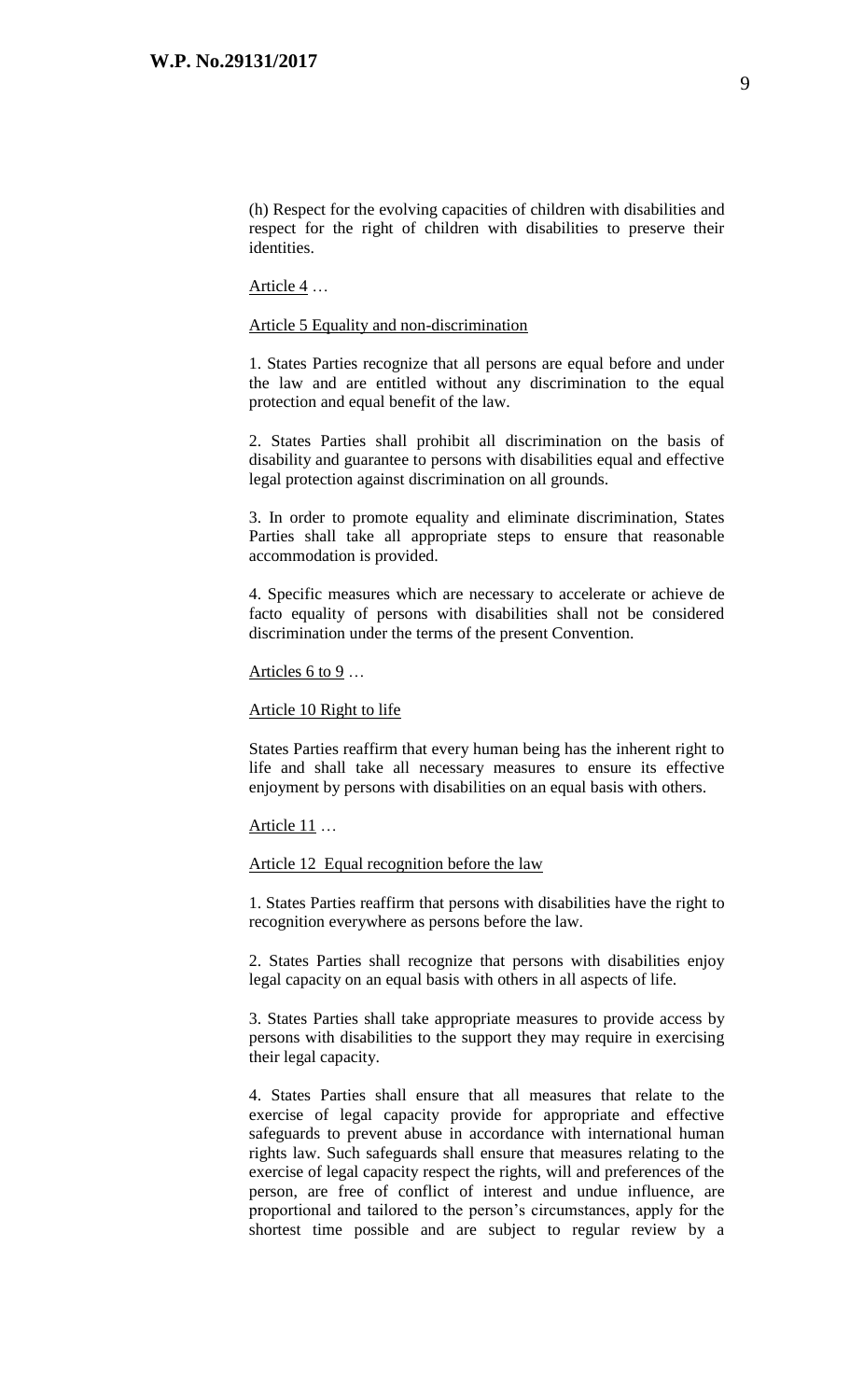(h) Respect for the evolving capacities of children with disabilities and respect for the right of children with disabilities to preserve their identities.

Article 4 …

Article 5 Equality and non-discrimination

1. States Parties recognize that all persons are equal before and under the law and are entitled without any discrimination to the equal protection and equal benefit of the law.

2. States Parties shall prohibit all discrimination on the basis of disability and guarantee to persons with disabilities equal and effective legal protection against discrimination on all grounds.

3. In order to promote equality and eliminate discrimination, States Parties shall take all appropriate steps to ensure that reasonable accommodation is provided.

4. Specific measures which are necessary to accelerate or achieve de facto equality of persons with disabilities shall not be considered discrimination under the terms of the present Convention.

Articles 6 to 9 …

Article 10 Right to life

States Parties reaffirm that every human being has the inherent right to life and shall take all necessary measures to ensure its effective enjoyment by persons with disabilities on an equal basis with others.

Article 11 …

Article 12 Equal recognition before the law

1. States Parties reaffirm that persons with disabilities have the right to recognition everywhere as persons before the law.

2. States Parties shall recognize that persons with disabilities enjoy legal capacity on an equal basis with others in all aspects of life.

3. States Parties shall take appropriate measures to provide access by persons with disabilities to the support they may require in exercising their legal capacity.

4. States Parties shall ensure that all measures that relate to the exercise of legal capacity provide for appropriate and effective safeguards to prevent abuse in accordance with international human rights law. Such safeguards shall ensure that measures relating to the exercise of legal capacity respect the rights, will and preferences of the person, are free of conflict of interest and undue influence, are proportional and tailored to the person's circumstances, apply for the shortest time possible and are subject to regular review by a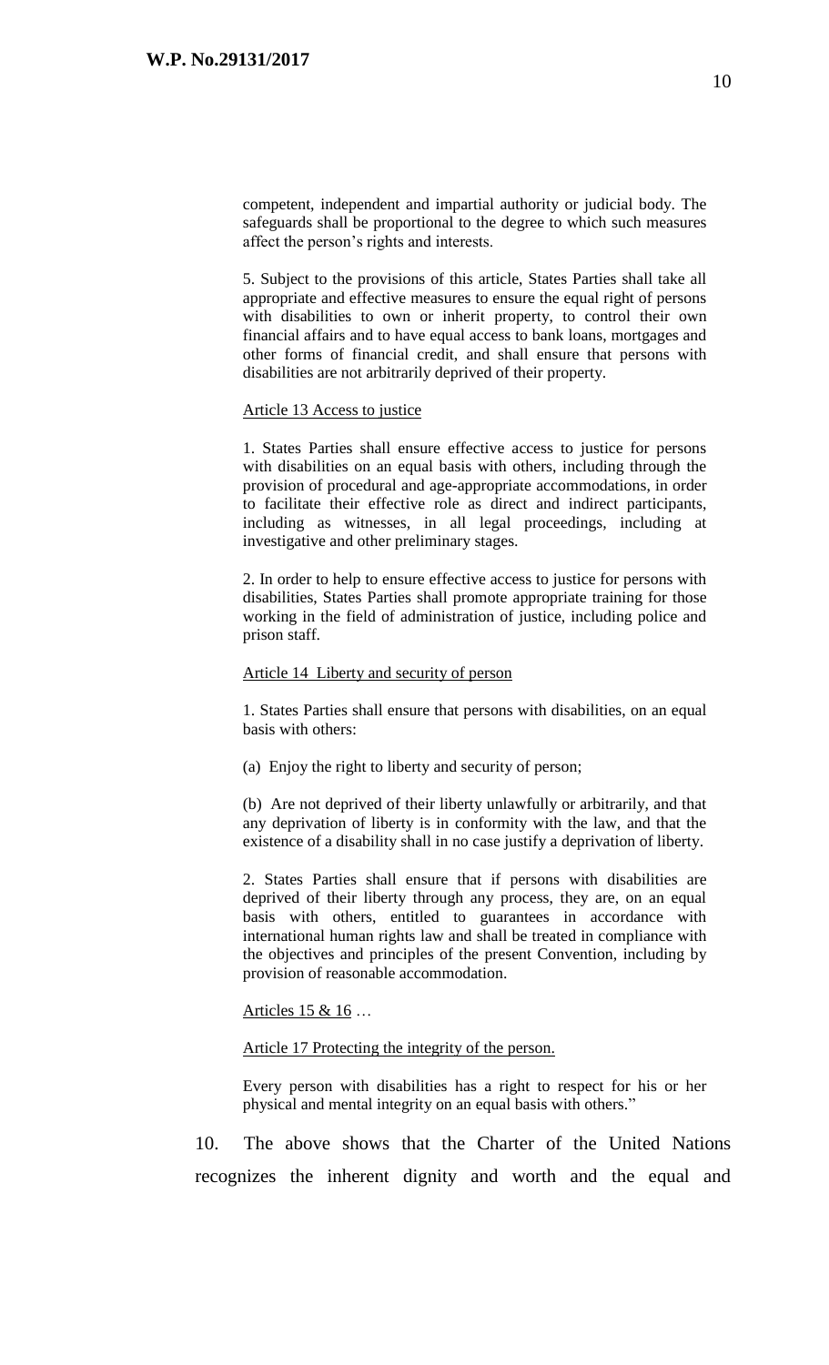competent, independent and impartial authority or judicial body. The safeguards shall be proportional to the degree to which such measures affect the person's rights and interests.

5. Subject to the provisions of this article, States Parties shall take all appropriate and effective measures to ensure the equal right of persons with disabilities to own or inherit property, to control their own financial affairs and to have equal access to bank loans, mortgages and other forms of financial credit, and shall ensure that persons with disabilities are not arbitrarily deprived of their property.

Article 13 Access to justice

1. States Parties shall ensure effective access to justice for persons with disabilities on an equal basis with others, including through the provision of procedural and age-appropriate accommodations, in order to facilitate their effective role as direct and indirect participants, including as witnesses, in all legal proceedings, including at investigative and other preliminary stages.

2. In order to help to ensure effective access to justice for persons with disabilities, States Parties shall promote appropriate training for those working in the field of administration of justice, including police and prison staff.

Article 14 Liberty and security of person

1. States Parties shall ensure that persons with disabilities, on an equal basis with others:

(a) Enjoy the right to liberty and security of person;

(b) Are not deprived of their liberty unlawfully or arbitrarily, and that any deprivation of liberty is in conformity with the law, and that the existence of a disability shall in no case justify a deprivation of liberty.

2. States Parties shall ensure that if persons with disabilities are deprived of their liberty through any process, they are, on an equal basis with others, entitled to guarantees in accordance with international human rights law and shall be treated in compliance with the objectives and principles of the present Convention, including by provision of reasonable accommodation.

Articles 15 & 16 …

Article 17 Protecting the integrity of the person.

Every person with disabilities has a right to respect for his or her physical and mental integrity on an equal basis with others."

10. The above shows that the Charter of the United Nations recognizes the inherent dignity and worth and the equal and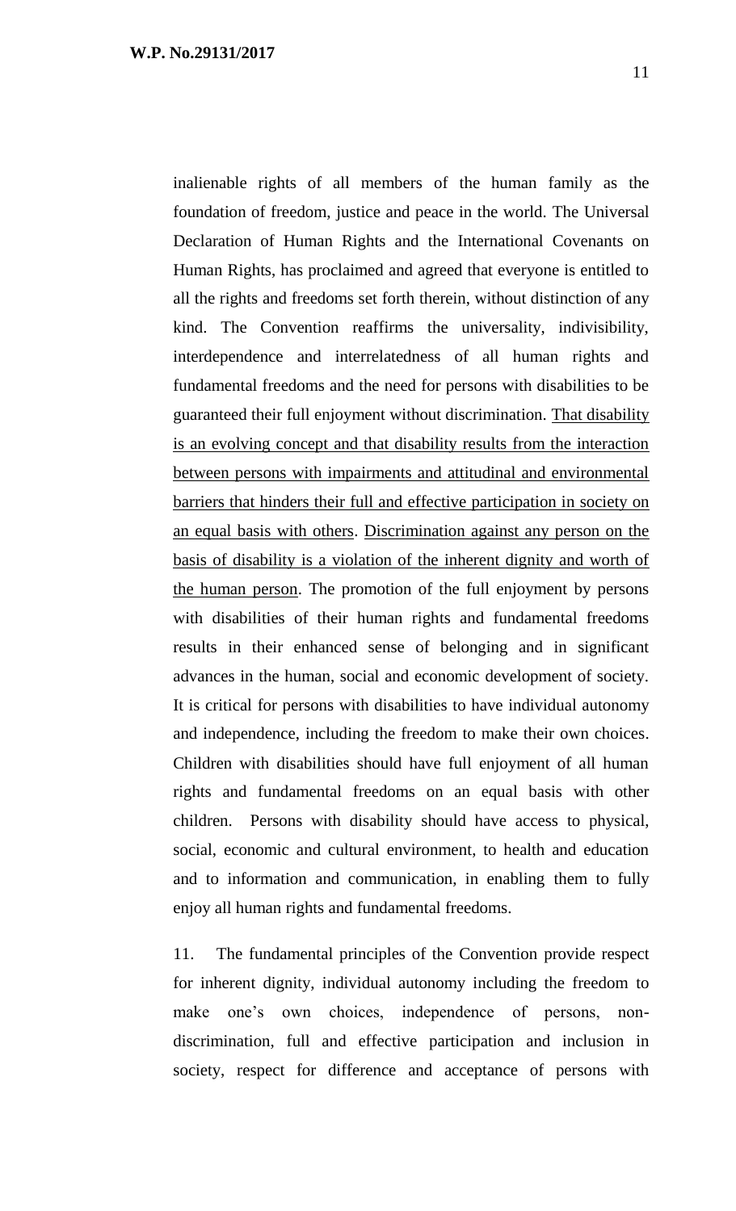inalienable rights of all members of the human family as the foundation of freedom, justice and peace in the world. The Universal Declaration of Human Rights and the International Covenants on Human Rights, has proclaimed and agreed that everyone is entitled to all the rights and freedoms set forth therein, without distinction of any kind. The Convention reaffirms the universality, indivisibility, interdependence and interrelatedness of all human rights and fundamental freedoms and the need for persons with disabilities to be guaranteed their full enjoyment without discrimination. <u>That disability is an evolving concept and that disability results from the interaction between persons with impairments and attitudinal and environmental barriers that hinders their full and effective participation in society on an equal basis with others</u>. <u>Discrimination against any person on the basis of disability is a violation of the inherent dignity and worth of the human person</u>. The promotion of the full enjoyment by persons with disabilities of their human rights and fundamental freedoms results in their enhanced sense of belonging and in significant advances in the human, social and economic development of society. It is critical for persons with disabilities to have individual autonomy and independence, including the freedom to make their own choices. Children with disabilities should have full enjoyment of all human rights and fundamental freedoms on an equal basis with other children. Persons with disability should have access to physical, social, economic and cultural environment, to health and education and to information and communication, in enabling them to fully enjoy all human rights and fundamental freedoms.

11. The fundamental principles of the Convention provide respect for inherent dignity, individual autonomy including the freedom to make one's own choices, independence of persons, non-discrimination, full and effective participation and inclusion in society, respect for difference and acceptance of persons with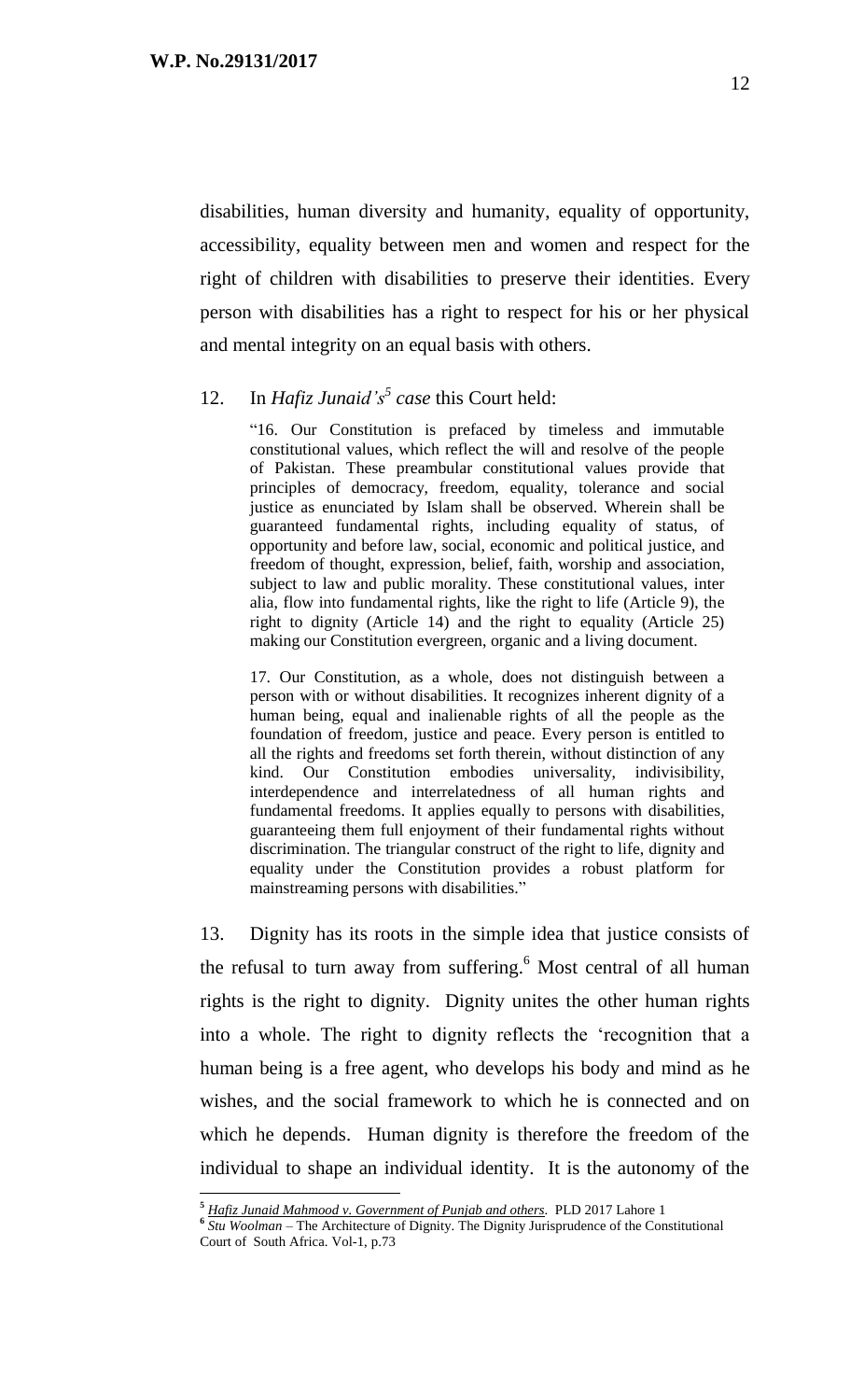disabilities, human diversity and humanity, equality of opportunity, accessibility, equality between men and women and respect for the right of children with disabilities to preserve their identities. Every person with disabilities has a right to respect for his or her physical and mental integrity on an equal basis with others.

12. In *Hafiz Junaid's*[5] *case* this Court held:

> "16. Our Constitution is prefaced by timeless and immutable constitutional values, which reflect the will and resolve of the people of Pakistan. These preambular constitutional values provide that principles of democracy, freedom, equality, tolerance and social justice as enunciated by Islam shall be observed. Wherein shall be guaranteed fundamental rights, including equality of status, of opportunity and before law, social, economic and political justice, and freedom of thought, expression, belief, faith, worship and association, subject to law and public morality. These constitutional values, inter alia, flow into fundamental rights, like the right to life (Article 9), the right to dignity (Article 14) and the right to equality (Article 25) making our Constitution evergreen, organic and a living document.
>
> 17. Our Constitution, as a whole, does not distinguish between a person with or without disabilities. It recognizes inherent dignity of a human being, equal and inalienable rights of all the people as the foundation of freedom, justice and peace. Every person is entitled to all the rights and freedoms set forth therein, without distinction of any kind. Our Constitution embodies universality, indivisibility, interdependence and interrelatedness of all human rights and fundamental freedoms. It applies equally to persons with disabilities, guaranteeing them full enjoyment of their fundamental rights without discrimination. The triangular construct of the right to life, dignity and equality under the Constitution provides a robust platform for mainstreaming persons with disabilities."

13. Dignity has its roots in the simple idea that justice consists of the refusal to turn away from suffering.[6] Most central of all human rights is the right to dignity. Dignity unites the other human rights into a whole. The right to dignity reflects the 'recognition that a human being is a free agent, who develops his body and mind as he wishes, and the social framework to which he is connected and on which he depends. Human dignity is therefore the freedom of the individual to shape an individual identity. It is the autonomy of the

---

[5] *Hafiz Junaid Mahmood v. Government of Punjab and others*. PLD 2017 Lahore 1

[6] *Stu Woolman* – The Architecture of Dignity. The Dignity Jurisprudence of the Constitutional Court of South Africa. Vol-1, p.73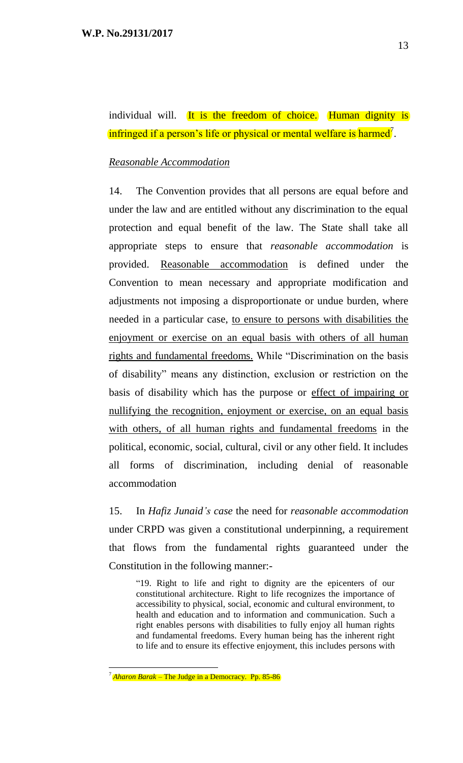individual will. It is the freedom of choice. Human dignity is infringed if a person's life or physical or mental welfare is harmed[7].

*Reasonable Accommodation*

14. The Convention provides that all persons are equal before and under the law and are entitled without any discrimination to the equal protection and equal benefit of the law. The State shall take all appropriate steps to ensure that *reasonable accommodation* is provided. Reasonable accommodation is defined under the Convention to mean necessary and appropriate modification and adjustments not imposing a disproportionate or undue burden, where needed in a particular case, to ensure to persons with disabilities the enjoyment or exercise on an equal basis with others of all human rights and fundamental freedoms. While "Discrimination on the basis of disability" means any distinction, exclusion or restriction on the basis of disability which has the purpose or effect of impairing or nullifying the recognition, enjoyment or exercise, on an equal basis with others, of all human rights and fundamental freedoms in the political, economic, social, cultural, civil or any other field. It includes all forms of discrimination, including denial of reasonable accommodation

15. In *Hafiz Junaid's case* the need for *reasonable accommodation* under CRPD was given a constitutional underpinning, a requirement that flows from the fundamental rights guaranteed under the Constitution in the following manner:-

> "19. Right to life and right to dignity are the epicenters of our constitutional architecture. Right to life recognizes the importance of accessibility to physical, social, economic and cultural environment, to health and education and to information and communication. Such a right enables persons with disabilities to fully enjoy all human rights and fundamental freedoms. Every human being has the inherent right to life and to ensure its effective enjoyment, this includes persons with

---

[7] *Aharon Barak* – The Judge in a Democracy. Pp. 85-86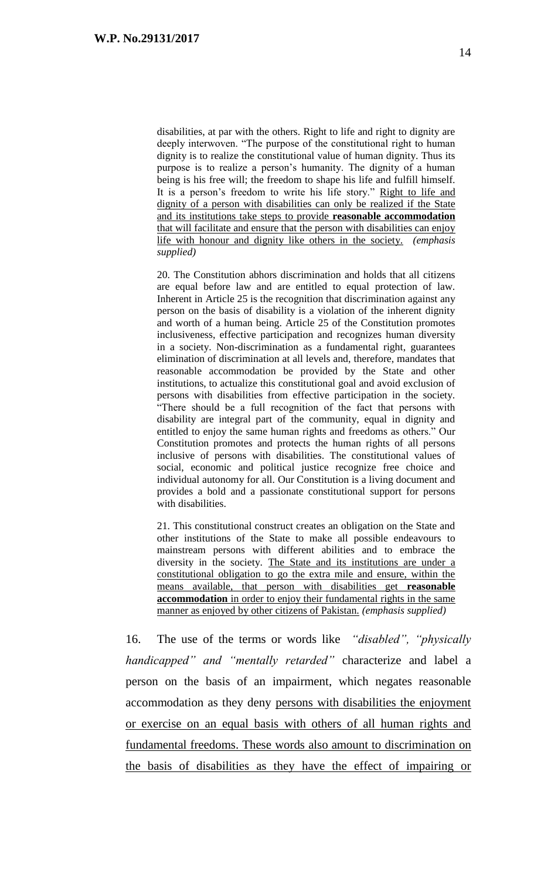> disabilities, at par with the others. Right to life and right to dignity are deeply interwoven. "The purpose of the constitutional right to human dignity is to realize the constitutional value of human dignity. Thus its purpose is to realize a person's humanity. The dignity of a human being is his free will; the freedom to shape his life and fulfill himself. It is a person's freedom to write his life story." <u>Right to life and dignity of a person with disabilities can only be realized if the State and its institutions take steps to provide **reasonable accommodation** that will facilitate and ensure that the person with disabilities can enjoy life with honour and dignity like others in the society.</u> *(emphasis supplied)*
>
> 20. The Constitution abhors discrimination and holds that all citizens are equal before law and are entitled to equal protection of law. Inherent in Article 25 is the recognition that discrimination against any person on the basis of disability is a violation of the inherent dignity and worth of a human being. Article 25 of the Constitution promotes inclusiveness, effective participation and recognizes human diversity in a society. Non-discrimination as a fundamental right, guarantees elimination of discrimination at all levels and, therefore, mandates that reasonable accommodation be provided by the State and other institutions, to actualize this constitutional goal and avoid exclusion of persons with disabilities from effective participation in the society. "There should be a full recognition of the fact that persons with disability are integral part of the community, equal in dignity and entitled to enjoy the same human rights and freedoms as others." Our Constitution promotes and protects the human rights of all persons inclusive of persons with disabilities. The constitutional values of social, economic and political justice recognize free choice and individual autonomy for all. Our Constitution is a living document and provides a bold and a passionate constitutional support for persons with disabilities.
>
> 21. This constitutional construct creates an obligation on the State and other institutions of the State to make all possible endeavours to mainstream persons with different abilities and to embrace the diversity in the society. <u>The State and its institutions are under a constitutional obligation to go the extra mile and ensure, within the means available, that person with disabilities get **reasonable accommodation** in order to enjoy their fundamental rights in the same manner as enjoyed by other citizens of Pakistan.</u> *(emphasis supplied)*

16. The use of the terms or words like *"disabled", "physically handicapped" and "mentally retarded"* characterize and label a person on the basis of an impairment, which negates reasonable accommodation as they deny <u>persons with disabilities the enjoyment or exercise on an equal basis with others of all human rights and fundamental freedoms. These words also amount to discrimination on the basis of disabilities as they have the effect of impairing or</u>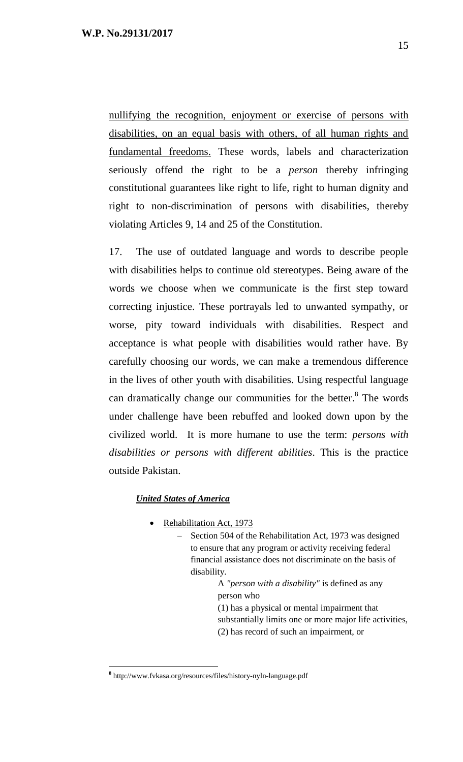<u>nullifying the recognition, enjoyment or exercise of persons with disabilities, on an equal basis with others, of all human rights and fundamental freedoms.</u> These words, labels and characterization seriously offend the right to be a *person* thereby infringing constitutional guarantees like right to life, right to human dignity and right to non-discrimination of persons with disabilities, thereby violating Articles 9, 14 and 25 of the Constitution.

17. The use of outdated language and words to describe people with disabilities helps to continue old stereotypes. Being aware of the words we choose when we communicate is the first step toward correcting injustice. These portrayals led to unwanted sympathy, or worse, pity toward individuals with disabilities. Respect and acceptance is what people with disabilities would rather have. By carefully choosing our words, we can make a tremendous difference in the lives of other youth with disabilities. Using respectful language can dramatically change our communities for the better.[8] The words under challenge have been rebuffed and looked down upon by the civilized world. It is more humane to use the term: *persons with disabilities or persons with different abilities*. This is the practice outside Pakistan.

***<u>United States of America</u>***

- <u>Rehabilitation Act, 1973</u>
  - Section 504 of the Rehabilitation Act, 1973 was designed to ensure that any program or activity receiving federal financial assistance does not discriminate on the basis of disability.

    A *"person with a disability"* is defined as any person who
    (1) has a physical or mental impairment that substantially limits one or more major life activities,
    (2) has record of such an impairment, or

[8] http://www.fvkasa.org/resources/files/history-nyln-language.pdf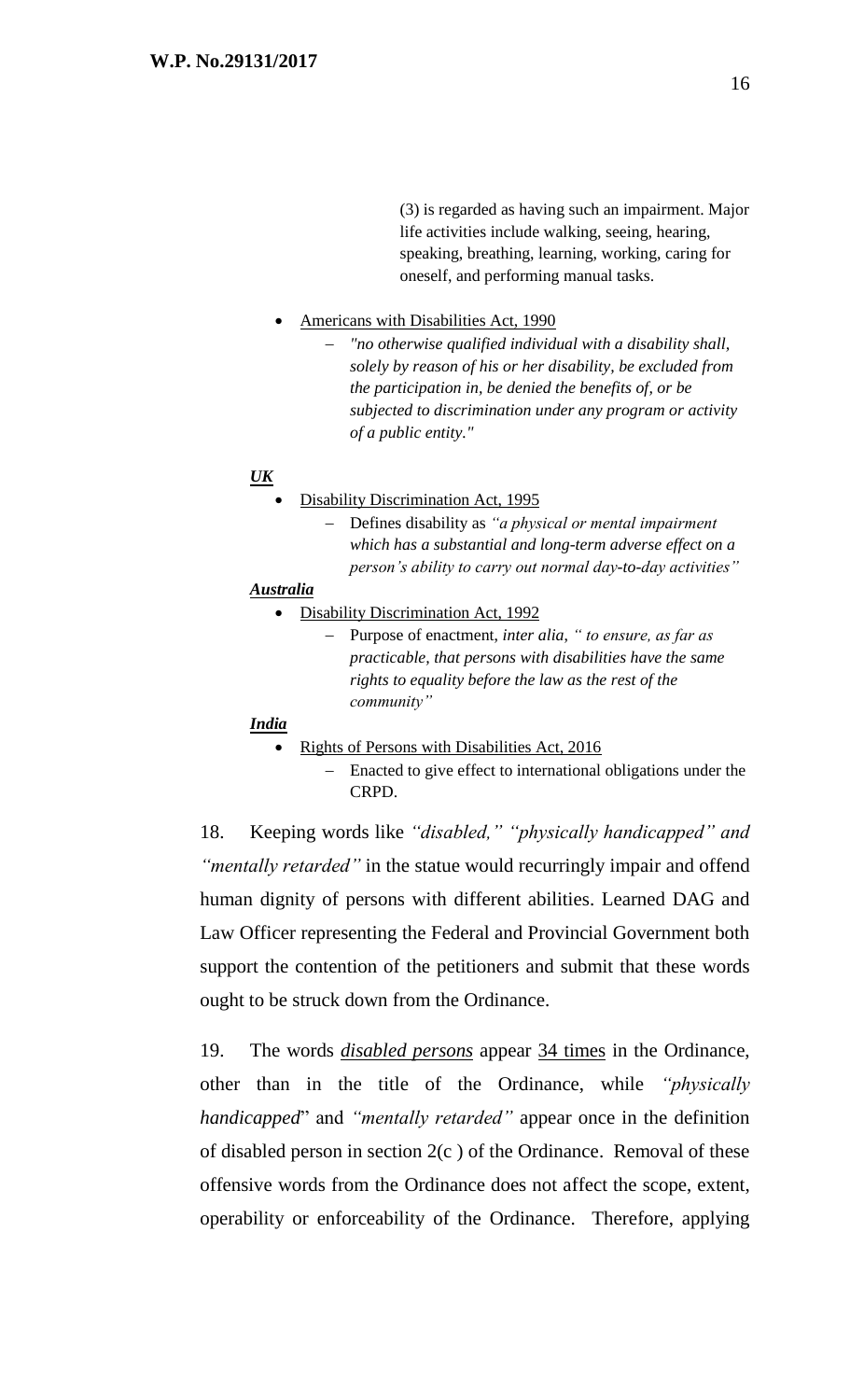(3) is regarded as having such an impairment. Major life activities include walking, seeing, hearing, speaking, breathing, learning, working, caring for oneself, and performing manual tasks.

- Americans with Disabilities Act, 1990
  - *"no otherwise qualified individual with a disability shall, solely by reason of his or her disability, be excluded from the participation in, be denied the benefits of, or be subjected to discrimination under any program or activity of a public entity."*

***UK***

- Disability Discrimination Act, 1995
  - Defines disability as *"a physical or mental impairment which has a substantial and long-term adverse effect on a person's ability to carry out normal day-to-day activities"*

***Australia***

- Disability Discrimination Act, 1992
  - Purpose of enactment, *inter alia, " to ensure, as far as practicable, that persons with disabilities have the same rights to equality before the law as the rest of the community"*

***India***

- Rights of Persons with Disabilities Act, 2016
  - Enacted to give effect to international obligations under the CRPD.

18. Keeping words like *"disabled," "physically handicapped" and "mentally retarded"* in the statue would recurringly impair and offend human dignity of persons with different abilities. Learned DAG and Law Officer representing the Federal and Provincial Government both support the contention of the petitioners and submit that these words ought to be struck down from the Ordinance.

19. The words ***disabled persons*** appear 34 times in the Ordinance, other than in the title of the Ordinance, while *"physically handicapped*" and *"mentally retarded"* appear once in the definition of disabled person in section 2(c ) of the Ordinance. Removal of these offensive words from the Ordinance does not affect the scope, extent, operability or enforceability of the Ordinance. Therefore, applying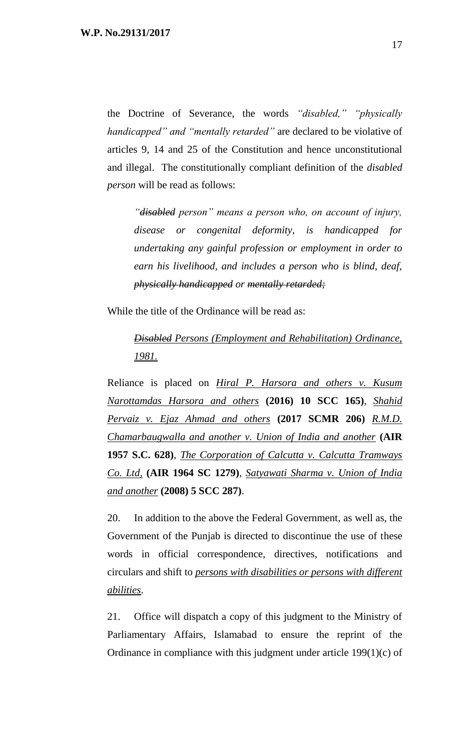the Doctrine of Severance, the words *"disabled," "physically handicapped" and "mentally retarded"* are declared to be violative of articles 9, 14 and 25 of the Constitution and hence unconstitutional and illegal. The constitutionally compliant definition of the *disabled person* will be read as follows:

> *"~~disabled~~ person" means a person who, on account of injury, disease or congenital deformity, is handicapped for undertaking any gainful profession or employment in order to earn his livelihood, and includes a person who is blind, deaf, ~~physically handicapped~~ or ~~mentally retarded;~~*

While the title of the Ordinance will be read as:

> *~~Disabled~~ Persons (Employment and Rehabilitation) Ordinance, 1981.*

Reliance is placed on *Hiral P. Harsora and others v. Kusum Narottamdas Harsora and others* **(2016) 10 SCC 165)**, *Shahid Pervaiz v. Ejaz Ahmad and others* **(2017 SCMR 206)** *R.M.D. Chamarbaugwalla and another v. Union of India and another* **(AIR 1957 S.C. 628)**, *The Corporation of Calcutta v. Calcutta Tramways Co. Ltd,* **(AIR 1964 SC 1279)**, *Satyawati Sharma v. Union of India and another* **(2008) 5 SCC 287)**.

20. In addition to the above the Federal Government, as well as, the Government of the Punjab is directed to discontinue the use of these words in official correspondence, directives, notifications and circulars and shift to *persons with disabilities or persons with different abilities*.

21. Office will dispatch a copy of this judgment to the Ministry of Parliamentary Affairs, Islamabad to ensure the reprint of the Ordinance in compliance with this judgment under article 199(1)(c) of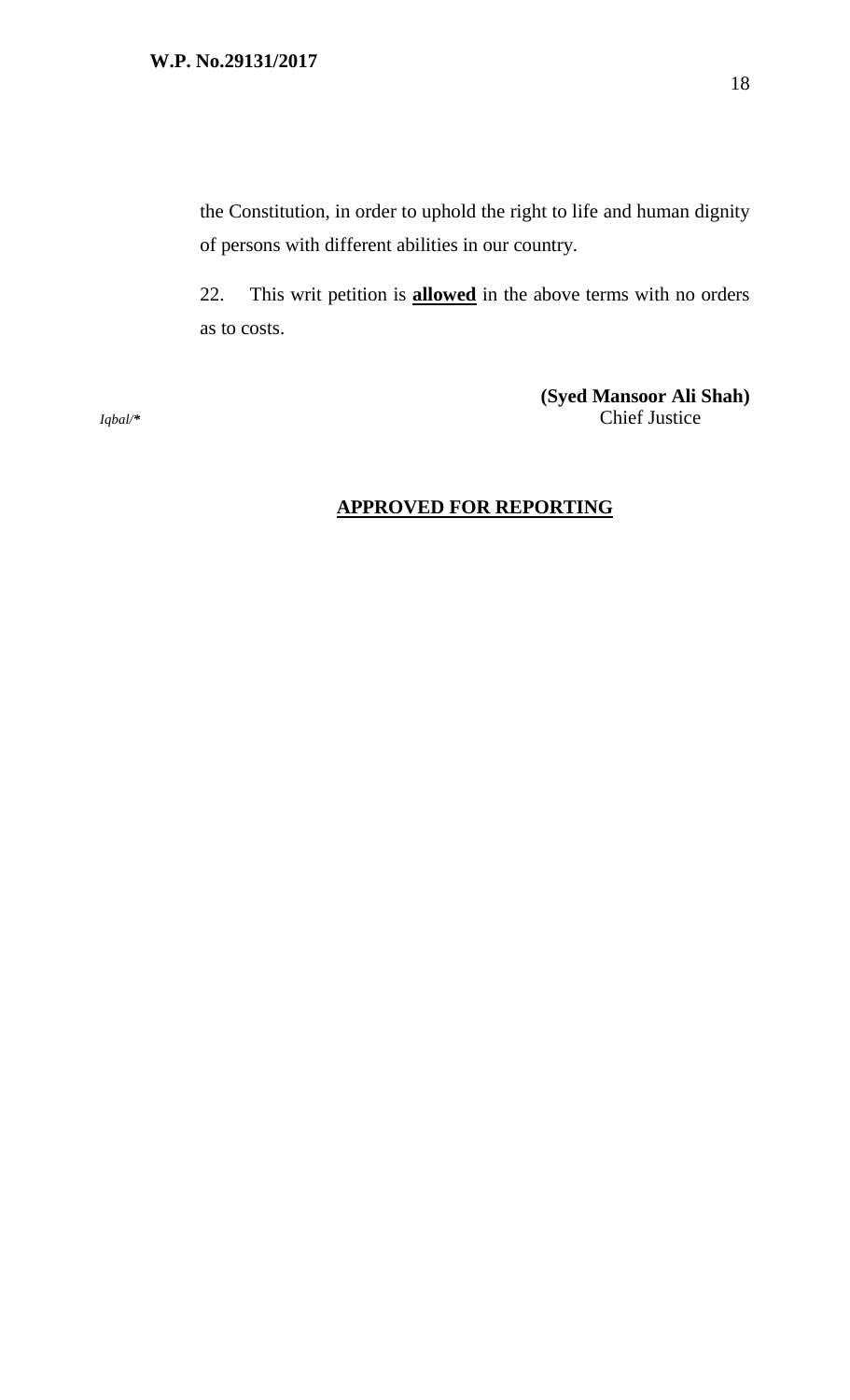the Constitution, in order to uphold the right to life and human dignity of persons with different abilities in our country.

22. This writ petition is **allowed** in the above terms with no orders as to costs.

**(Syed Mansoor Ali Shah)**
Chief Justice

*Iqbal/**

**APPROVED FOR REPORTING**